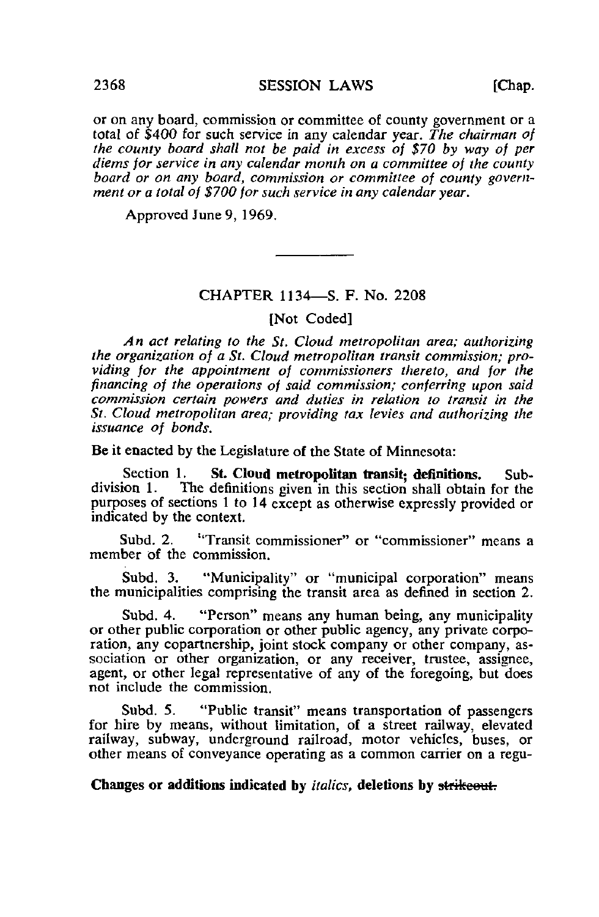or on any board, commission or committee of county government or a total of $400 for such service in any calendar year. *The chairman of the county board shall not be paid in excess of $70 by way of per diems for service in any calendar month on a committee of the county board or on any board, commission or committee of county government or a total of $700 for such service in any calendar year.*

Approved June 9, 1969.

---

## CHAPTER 1134—S. F. No. 2208

[Not Coded]

*An act relating to the St. Cloud metropolitan area; authorizing the organization of a St. Cloud metropolitan transit commission; providing for the appointment of commissioners thereto, and for the financing of the operations of said commission; conferring upon said commission certain powers and duties in relation to transit in the St. Cloud metropolitan area; providing tax levies and authorizing the issuance of bonds.*

**Be it enacted by the Legislature of the State of Minnesota:**

Section 1. **St. Cloud metropolitan transit; definitions.** Subdivision 1. The definitions given in this section shall obtain for the purposes of sections 1 to 14 except as otherwise expressly provided or indicated by the context.

Subd. 2. "Transit commissioner" or "commissioner" means a member of the commission.

Subd. 3. "Municipality" or "municipal corporation" means the municipalities comprising the transit area as defined in section 2.

Subd. 4. "Person" means any human being, any municipality or other public corporation or other public agency, any private corporation, any copartnership, joint stock company or other company, association or other organization, or any receiver, trustee, assignee, agent, or other legal representative of any of the foregoing, but does not include the commission.

Subd. 5. "Public transit" means transportation of passengers for hire by means, without limitation, of a street railway, elevated railway, subway, underground railroad, motor vehicles, buses, or other means of conveyance operating as a common carrier on a regu-

**Changes or additions indicated by** *italics*, **deletions by** ~~strikeout.~~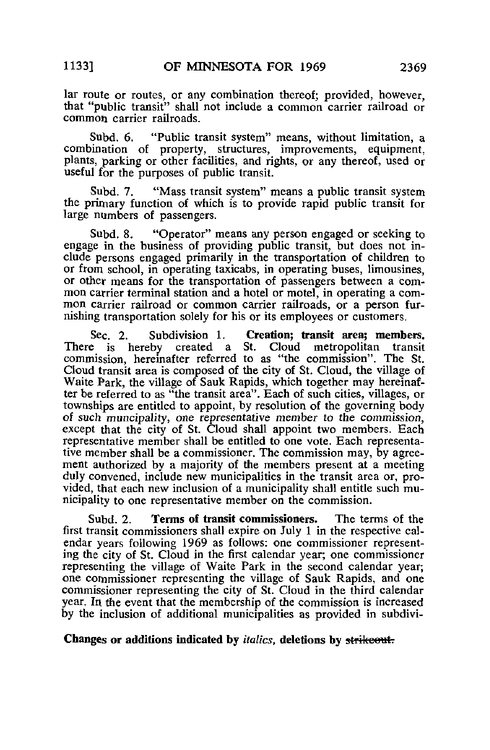lar route or routes, or any combination thereof; provided, however, that "public transit" shall not include a common carrier railroad or common carrier railroads.

Subd. 6. "Public transit system" means, without limitation, a combination of property, structures, improvements, equipment, plants, parking or other facilities, and rights, or any thereof, used or useful for the purposes of public transit.

Subd. 7. "Mass transit system" means a public transit system the primary function of which is to provide rapid public transit for large numbers of passengers.

Subd. 8. "Operator" means any person engaged or seeking to engage in the business of providing public transit, but does not include persons engaged primarily in the transportation of children to or from school, in operating taxicabs, in operating buses, limousines, or other means for the transportation of passengers between a common carrier terminal station and a hotel or motel, in operating a common carrier railroad or common carrier railroads, or a person furnishing transportation solely for his or its employees or customers.

Sec. 2. Subdivision 1. **Creation; transit area; members.** There is hereby created a St. Cloud metropolitan transit commission, hereinafter referred to as "the commission". The St. Cloud transit area is composed of the city of St. Cloud, the village of Waite Park, the village of Sauk Rapids, which together may hereinafter be referred to as "the transit area". Each of such cities, villages, or townships are entitled to appoint, by resolution of the governing body of *such muncipality, one representative member to the commission,* except that the city of St. Cloud shall appoint two members. Each representative member shall be entitled to one vote. Each representative member shall be a commissioner. The commission may, by agreement authorized by a majority of the members present at a meeting duly convened, include new municipalities in the transit area or, provided, that each new inclusion of a municipality shall entitle such municipality to one representative member on the commission.

Subd. 2. **Terms of transit commissioners.** The terms of the first transit commissioners shall expire on July 1 in the respective calendar years following 1969 as follows: one commissioner representing the city of St. Cloud in the first calendar year; one commissioner representing the village of Waite Park in the second calendar year; one commissioner representing the village of Sauk Rapids, and one commissioner representing the city of St. Cloud in the third calendar year. In the event that the membership of the commission is increased by the inclusion of additional municipalities as provided in subdivi-

**Changes or additions indicated by *italics*, deletions by ~~strikeout.~~**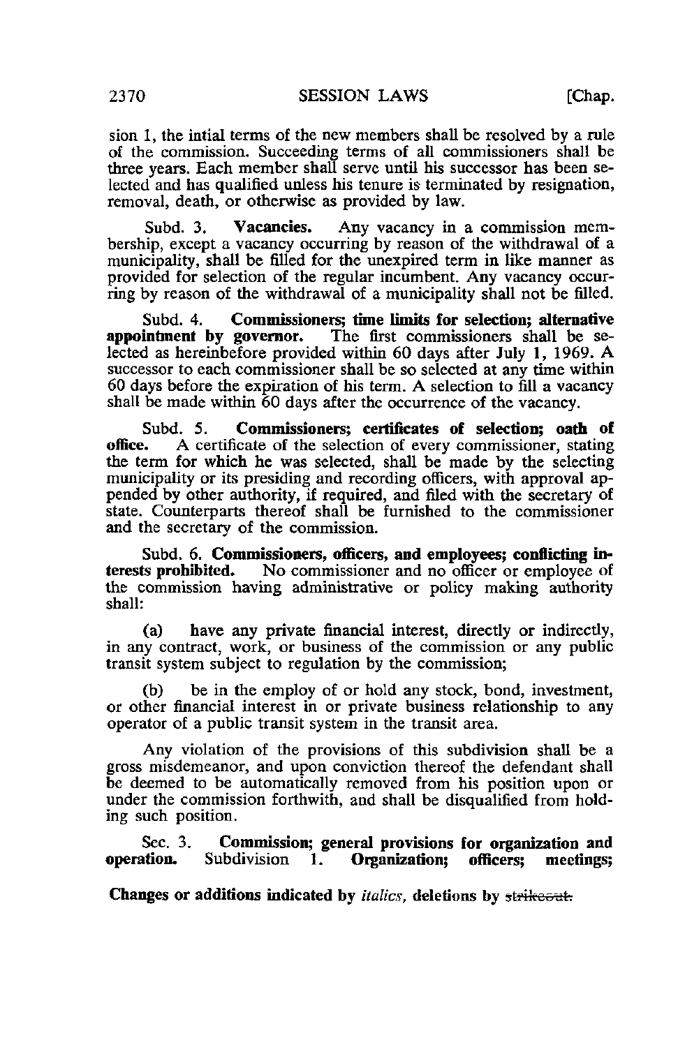sion 1, the intial terms of the new members shall be resolved by a rule of the commission. Succeeding terms of all commissioners shall be three years. Each member shall serve until his successor has been selected and has qualified unless his tenure is terminated by resignation, removal, death, or otherwise as provided by law.

Subd. 3. **Vacancies.** Any vacancy in a commission membership, except a vacancy occurring by reason of the withdrawal of a municipality, shall be filled for the unexpired term in like manner as provided for selection of the regular incumbent. Any vacancy occurring by reason of the withdrawal of a municipality shall not be filled.

Subd. 4. **Commissioners; time limits for selection; alternative appointment by governor.** The first commissioners shall be selected as hereinbefore provided within 60 days after July 1, 1969. A successor to each commissioner shall be so selected at any time within 60 days before the expiration of his term. A selection to fill a vacancy shall be made within 60 days after the occurrence of the vacancy.

Subd. 5. **Commissioners; certificates of selection; oath of office.** A certificate of the selection of every commissioner, stating the term for which he was selected, shall be made by the selecting municipality or its presiding and recording officers, with approval appended by other authority, if required, and filed with the secretary of state. Counterparts thereof shall be furnished to the commissioner and the secretary of the commission.

Subd. 6. **Commissioners, officers, and employees; conflicting interests prohibited.** No commissioner and no officer or employee of the commission having administrative or policy making authority shall:

(a) have any private financial interest, directly or indirectly, in any contract, work, or business of the commission or any public transit system subject to regulation by the commission;

(b) be in the employ of or hold any stock, bond, investment, or other financial interest in or private business relationship to any operator of a public transit system in the transit area.

Any violation of the provisions of this subdivision shall be a gross misdemeanor, and upon conviction thereof the defendant shall be deemed to be automatically removed from his position upon or under the commission forthwith, and shall be disqualified from holding such position.

Sec. 3. **Commission; general provisions for organization and operation.** Subdivision 1. **Organization; officers; meetings;**

**Changes or additions indicated by** *italics*, **deletions by** ~~strikeout.~~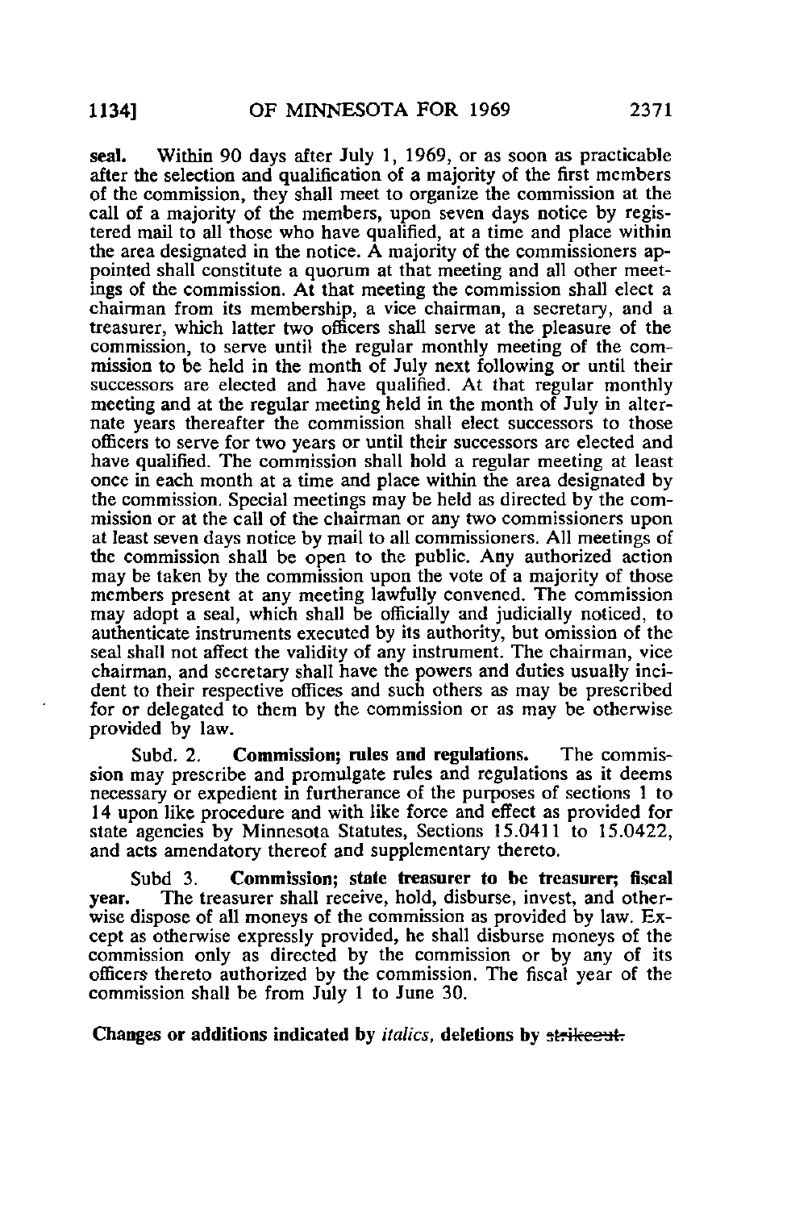**seal.** Within 90 days after July 1, 1969, or as soon as practicable after the selection and qualification of a majority of the first members of the commission, they shall meet to organize the commission at the call of a majority of the members, upon seven days notice by registered mail to all those who have qualified, at a time and place within the area designated in the notice. A majority of the commissioners appointed shall constitute a quorum at that meeting and all other meetings of the commission. At that meeting the commission shall elect a chairman from its membership, a vice chairman, a secretary, and a treasurer, which latter two officers shall serve at the pleasure of the commission, to serve until the regular monthly meeting of the commission to be held in the month of July next following or until their successors are elected and have qualified. At that regular monthly meeting and at the regular meeting held in the month of July in alternate years thereafter the commission shall elect successors to those officers to serve for two years or until their successors are elected and have qualified. The commission shall hold a regular meeting at least once in each month at a time and place within the area designated by the commission. Special meetings may be held as directed by the commission or at the call of the chairman or any two commissioners upon at least seven days notice by mail to all commissioners. All meetings of the commission shall be open to the public. Any authorized action may be taken by the commission upon the vote of a majority of those members present at any meeting lawfully convened. The commission may adopt a seal, which shall be officially and judicially noticed, to authenticate instruments executed by its authority, but omission of the seal shall not affect the validity of any instrument. The chairman, vice chairman, and secretary shall have the powers and duties usually incident to their respective offices and such others as may be prescribed for or delegated to them by the commission or as may be otherwise provided by law.

Subd. 2. **Commission; rules and regulations.** The commission may prescribe and promulgate rules and regulations as it deems necessary or expedient in furtherance of the purposes of sections 1 to 14 upon like procedure and with like force and effect as provided for state agencies by Minnesota Statutes, Sections 15.0411 to 15.0422, and acts amendatory thereof and supplementary thereto.

Subd 3. **Commission; state treasurer to be treasurer; fiscal year.** The treasurer shall receive, hold, disburse, invest, and otherwise dispose of all moneys of the commission as provided by law. Except as otherwise expressly provided, he shall disburse moneys of the commission only as directed by the commission or by any of its officers thereto authorized by the commission. The fiscal year of the commission shall be from July 1 to June 30.

**Changes or additions indicated by *italics*, deletions by ~~strikeout.~~**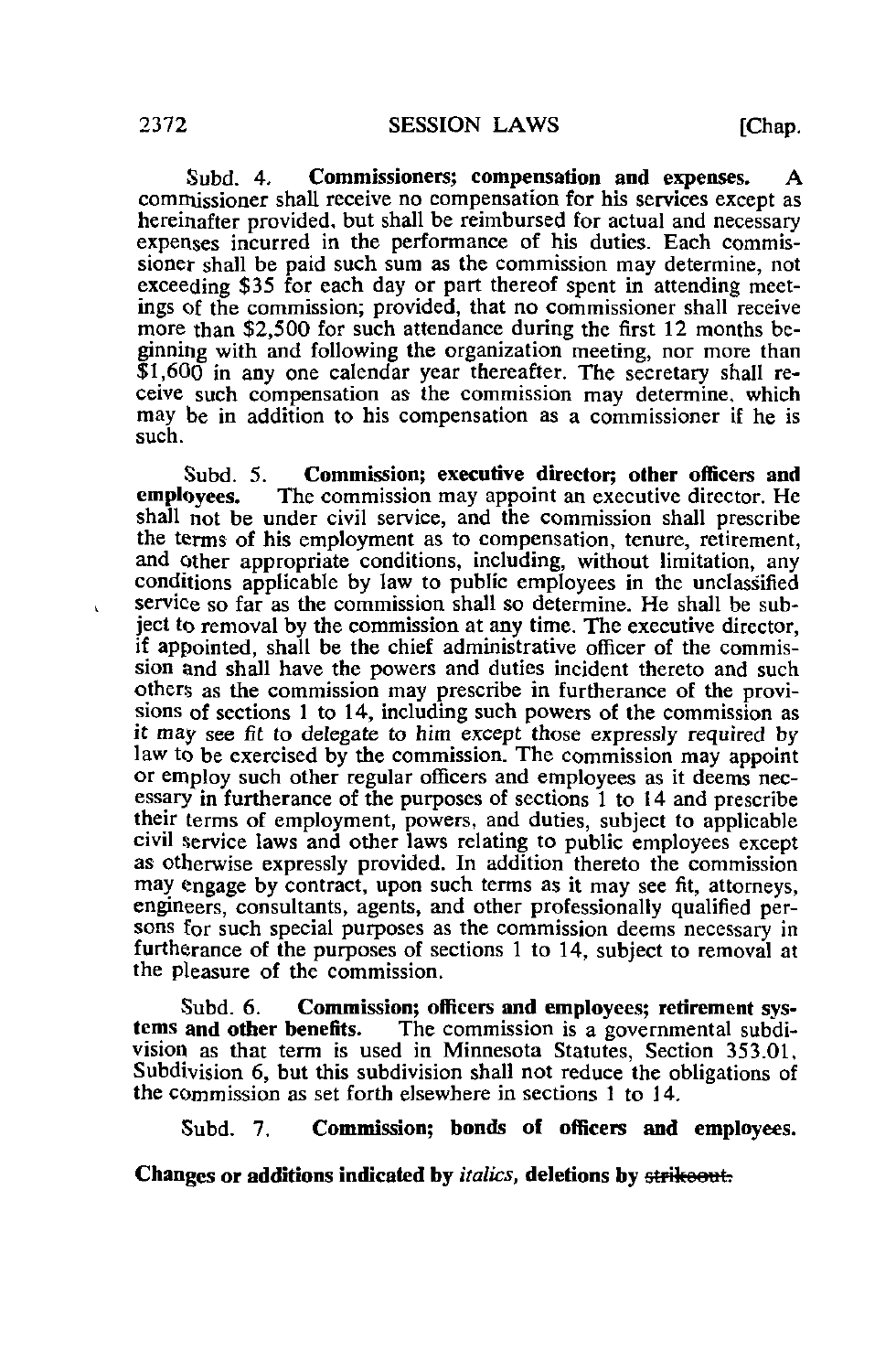Subd. 4. **Commissioners; compensation and expenses.** A commissioner shall receive no compensation for his services except as hereinafter provided, but shall be reimbursed for actual and necessary expenses incurred in the performance of his duties. Each commissioner shall be paid such sum as the commission may determine, not exceeding $35 for each day or part thereof spent in attending meetings of the commission; provided, that no commissioner shall receive more than $2,500 for such attendance during the first 12 months beginning with and following the organization meeting, nor more than $1,600 in any one calendar year thereafter. The secretary shall receive such compensation as the commission may determine, which may be in addition to his compensation as a commissioner if he is such.

Subd. 5. **Commission; executive director; other officers and employees.** The commission may appoint an executive director. He shall not be under civil service, and the commission shall prescribe the terms of his employment as to compensation, tenure, retirement, and other appropriate conditions, including, without limitation, any conditions applicable by law to public employees in the unclassified service so far as the commission shall so determine. He shall be subject to removal by the commission at any time. The executive director, if appointed, shall be the chief administrative officer of the commission and shall have the powers and duties incident thereto and such others as the commission may prescribe in furtherance of the provisions of sections 1 to 14, including such powers of the commission as it may see fit to delegate to him except those expressly required by law to be exercised by the commission. The commission may appoint or employ such other regular officers and employees as it deems necessary in furtherance of the purposes of sections 1 to 14 and prescribe their terms of employment, powers, and duties, subject to applicable civil service laws and other laws relating to public employees except as otherwise expressly provided. In addition thereto the commission may engage by contract, upon such terms as it may see fit, attorneys, engineers, consultants, agents, and other professionally qualified persons for such special purposes as the commission deems necessary in furtherance of the purposes of sections 1 to 14, subject to removal at the pleasure of the commission.

Subd. 6. **Commission; officers and employees; retirement systems and other benefits.** The commission is a governmental subdivision as that term is used in Minnesota Statutes, Section 353.01, Subdivision 6, but this subdivision shall not reduce the obligations of the commission as set forth elsewhere in sections 1 to 14.

Subd. 7. **Commission; bonds of officers and employees.**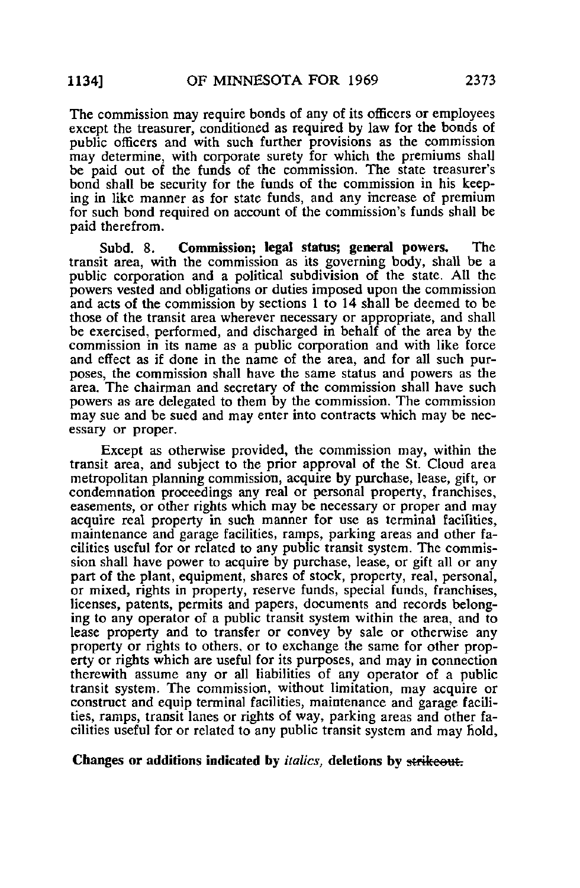The commission may require bonds of any of its officers or employees except the treasurer, conditioned as required by law for the bonds of public officers and with such further provisions as the commission may determine, with corporate surety for which the premiums shall be paid out of the funds of the commission. The state treasurer's bond shall be security for the funds of the commission in his keeping in like manner as for state funds, and any increase of premium for such bond required on account of the commission's funds shall be paid therefrom.

Subd. 8. **Commission; legal status; general powers.** The transit area, with the commission as its governing body, shall be a public corporation and a political subdivision of the state. All the powers vested and obligations or duties imposed upon the commission and acts of the commission by sections 1 to 14 shall be deemed to be those of the transit area wherever necessary or appropriate, and shall be exercised, performed, and discharged in behalf of the area by the commission in its name as a public corporation and with like force and effect as if done in the name of the area, and for all such purposes, the commission shall have the same status and powers as the area. The chairman and secretary of the commission shall have such powers as are delegated to them by the commission. The commission may sue and be sued and may enter into contracts which may be necessary or proper.

Except as otherwise provided, the commission may, within the transit area, and subject to the prior approval of the St. Cloud area metropolitan planning commission, acquire by purchase, lease, gift, or condemnation proceedings any real or personal property, franchises, easements, or other rights which may be necessary or proper and may acquire real property in such manner for use as terminal facilities, maintenance and garage facilities, ramps, parking areas and other facilities useful for or related to any public transit system. The commission shall have power to acquire by purchase, lease, or gift all or any part of the plant, equipment, shares of stock, property, real, personal, or mixed, rights in property, reserve funds, special funds, franchises, licenses, patents, permits and papers, documents and records belonging to any operator of a public transit system within the area, and to lease property and to transfer or convey by sale or otherwise any property or rights to others, or to exchange the same for other property or rights which are useful for its purposes, and may in connection therewith assume any or all liabilities of any operator of a public transit system. The commission, without limitation, may acquire or construct and equip terminal facilities, maintenance and garage facilities, ramps, transit lanes or rights of way, parking areas and other facilities useful for or related to any public transit system and may hold,

**Changes or additions indicated by *italics*, deletions by ~~strikeout.~~**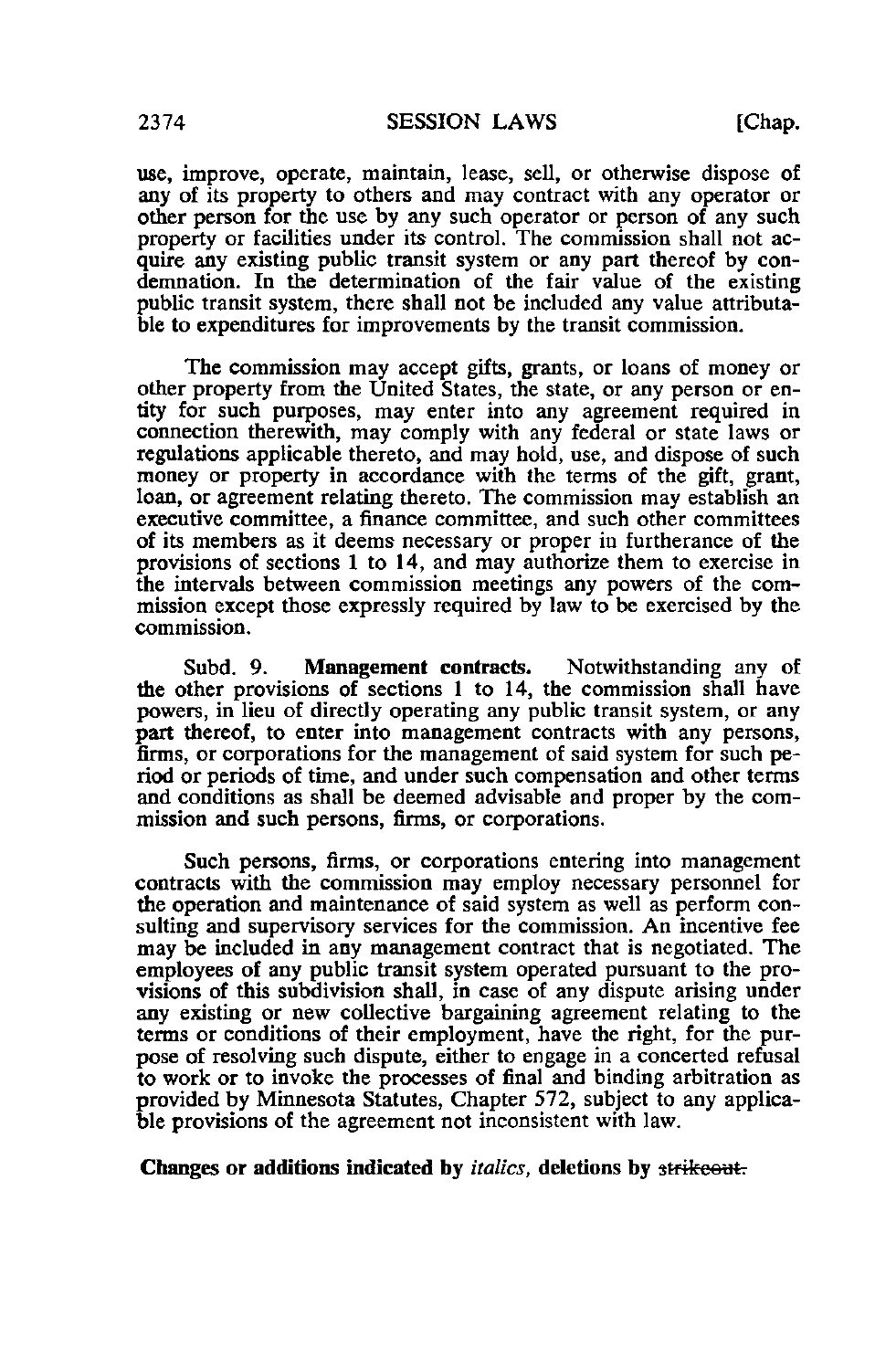use, improve, operate, maintain, lease, sell, or otherwise dispose of any of its property to others and may contract with any operator or other person for the use by any such operator or person of any such property or facilities under its control. The commission shall not acquire any existing public transit system or any part thereof by condemnation. In the determination of the fair value of the existing public transit system, there shall not be included any value attributable to expenditures for improvements by the transit commission.

The commission may accept gifts, grants, or loans of money or other property from the United States, the state, or any person or entity for such purposes, may enter into any agreement required in connection therewith, may comply with any federal or state laws or regulations applicable thereto, and may hold, use, and dispose of such money or property in accordance with the terms of the gift, grant, loan, or agreement relating thereto. The commission may establish an executive committee, a finance committee, and such other committees of its members as it deems necessary or proper in furtherance of the provisions of sections 1 to 14, and may authorize them to exercise in the intervals between commission meetings any powers of the commission except those expressly required by law to be exercised by the commission.

Subd. 9. **Management contracts.** Notwithstanding any of the other provisions of sections 1 to 14, the commission shall have powers, in lieu of directly operating any public transit system, or any part thereof, to enter into management contracts with any persons, firms, or corporations for the management of said system for such period or periods of time, and under such compensation and other terms and conditions as shall be deemed advisable and proper by the commission and such persons, firms, or corporations.

Such persons, firms, or corporations entering into management contracts with the commission may employ necessary personnel for the operation and maintenance of said system as well as perform consulting and supervisory services for the commission. An incentive fee may be included in any management contract that is negotiated. The employees of any public transit system operated pursuant to the provisions of this subdivision shall, in case of any dispute arising under any existing or new collective bargaining agreement relating to the terms or conditions of their employment, have the right, for the purpose of resolving such dispute, either to engage in a concerted refusal to work or to invoke the processes of final and binding arbitration as provided by Minnesota Statutes, Chapter 572, subject to any applicable provisions of the agreement not inconsistent with law.

**Changes or additions indicated by *italics*, deletions by ~~strikeout.~~**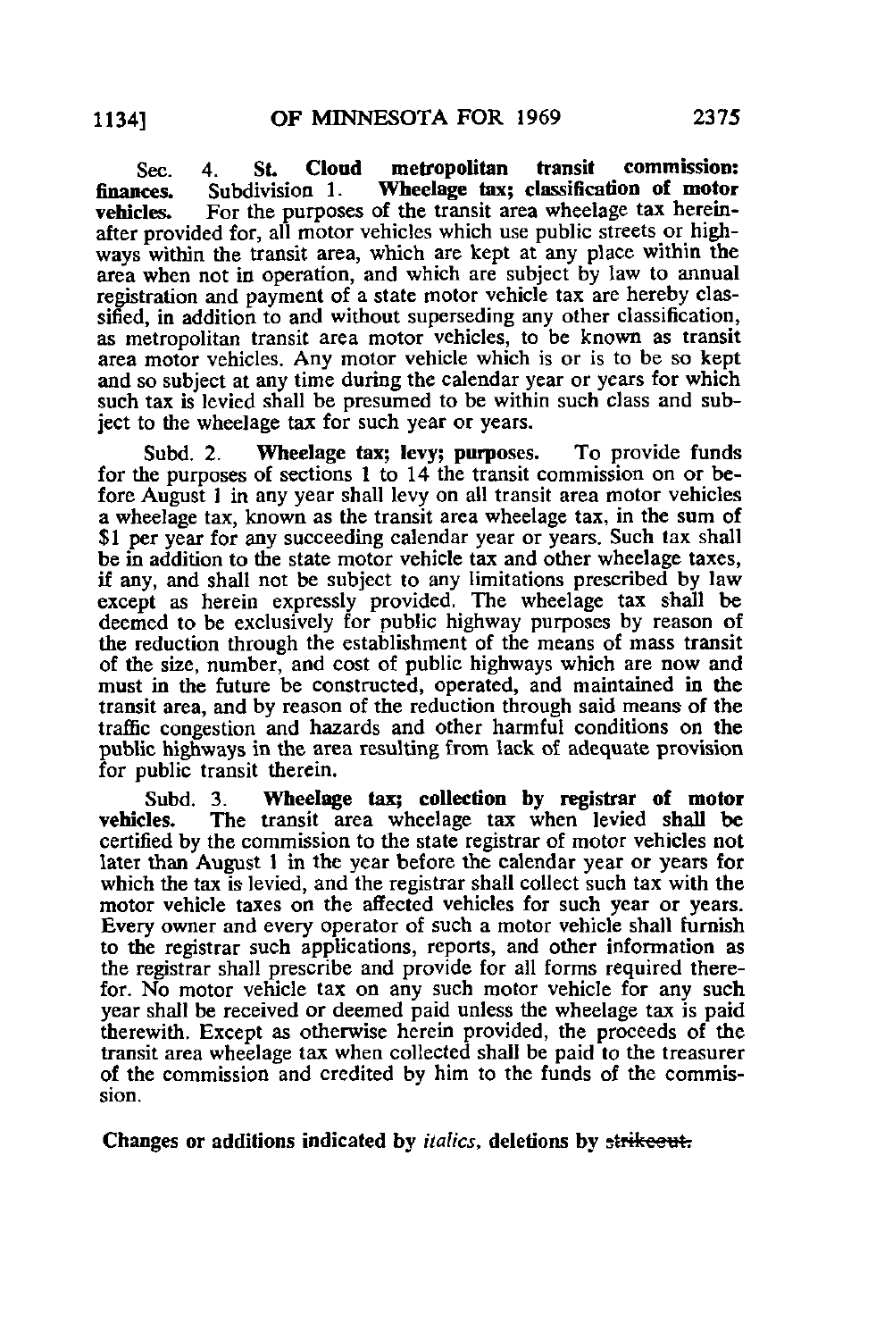**Sec. 4. St. Cloud metropolitan transit commission: finances.** Subdivision 1. **Wheelage tax; classification of motor vehicles.** For the purposes of the transit area wheelage tax hereinafter provided for, all motor vehicles which use public streets or highways within the transit area, which are kept at any place within the area when not in operation, and which are subject by law to annual registration and payment of a state motor vehicle tax are hereby classified, in addition to and without superseding any other classification, as metropolitan transit area motor vehicles, to be known as transit area motor vehicles. Any motor vehicle which is or is to be so kept and so subject at any time during the calendar year or years for which such tax is levied shall be presumed to be within such class and subject to the wheelage tax for such year or years.

Subd. 2. **Wheelage tax; levy; purposes.** To provide funds for the purposes of sections 1 to 14 the transit commission on or before August 1 in any year shall levy on all transit area motor vehicles a wheelage tax, known as the transit area wheelage tax, in the sum of $1 per year for any succeeding calendar year or years. Such tax shall be in addition to the state motor vehicle tax and other wheelage taxes, if any, and shall not be subject to any limitations prescribed by law except as herein expressly provided. The wheelage tax shall be deemed to be exclusively for public highway purposes by reason of the reduction through the establishment of the means of mass transit of the size, number, and cost of public highways which are now and must in the future be constructed, operated, and maintained in the transit area, and by reason of the reduction through said means of the traffic congestion and hazards and other harmful conditions on the public highways in the area resulting from lack of adequate provision for public transit therein.

Subd. 3. **Wheelage tax; collection by registrar of motor vehicles.** The transit area wheelage tax when levied shall be certified by the commission to the state registrar of motor vehicles not later than August 1 in the year before the calendar year or years for which the tax is levied, and the registrar shall collect such tax with the motor vehicle taxes on the affected vehicles for such year or years. Every owner and every operator of such a motor vehicle shall furnish to the registrar such applications, reports, and other information as the registrar shall prescribe and provide for all forms required therefor. No motor vehicle tax on any such motor vehicle for any such year shall be received or deemed paid unless the wheelage tax is paid therewith. Except as otherwise herein provided, the proceeds of the transit area wheelage tax when collected shall be paid to the treasurer of the commission and credited by him to the funds of the commission.

**Changes or additions indicated by *italics*, deletions by ~~strikeout.~~**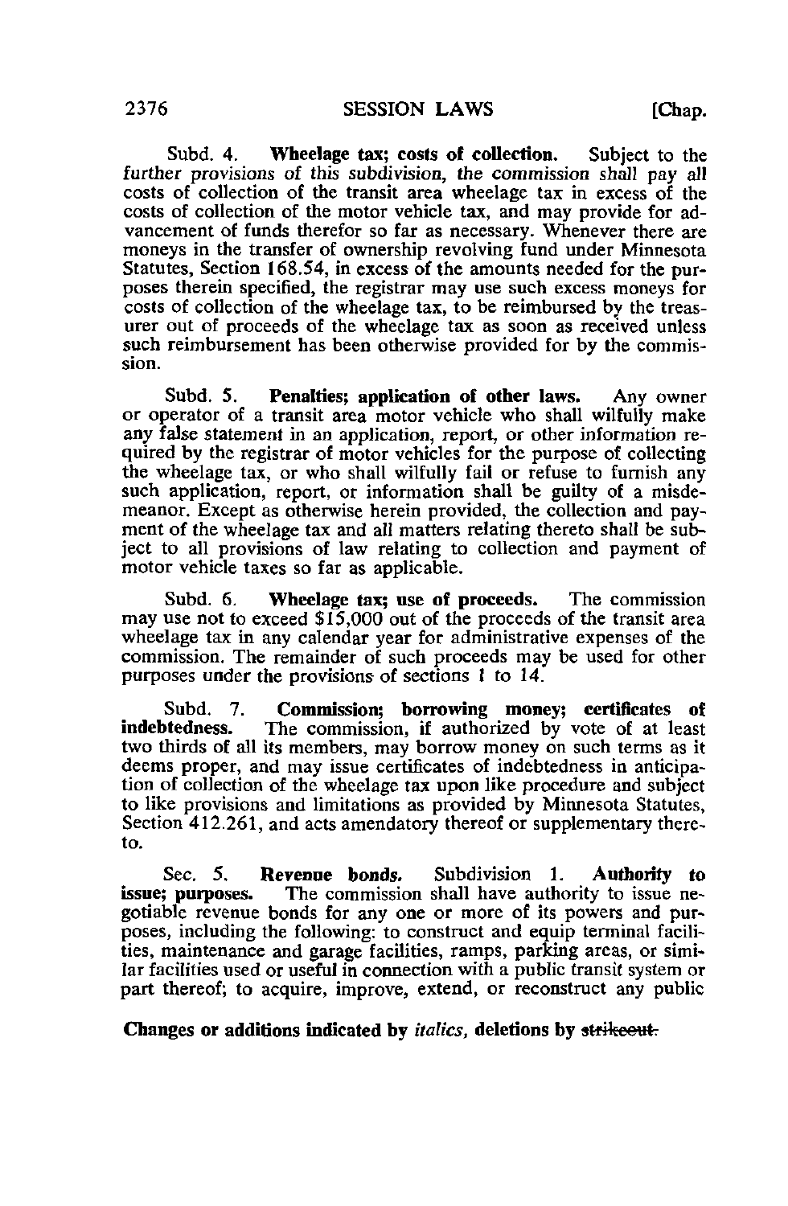Subd. 4. **Wheelage tax; costs of collection.** Subject to the *further provisions of this subdivision, the commission shall pay all* costs of collection of the transit area wheelage tax in excess of the costs of collection of the motor vehicle tax, and may provide for advancement of funds therefor so far as necessary. Whenever there are moneys in the transfer of ownership revolving fund under Minnesota Statutes, Section 168.54, in excess of the amounts needed for the purposes therein specified, the registrar may use such excess moneys for costs of collection of the wheelage tax, to be reimbursed by the treasurer out of proceeds of the wheelage tax as soon as received unless such reimbursement has been otherwise provided for by the commission.

Subd. 5. **Penalties; application of other laws.** Any owner or operator of a transit area motor vehicle who shall wilfully make any false statement in an application, report, or other information required by the registrar of motor vehicles for the purpose of collecting the wheelage tax, or who shall wilfully fail or refuse to furnish any such application, report, or information shall be guilty of a misdemeanor. Except as otherwise herein provided, the collection and payment of the wheelage tax and all matters relating thereto shall be subject to all provisions of law relating to collection and payment of motor vehicle taxes so far as applicable.

Subd. 6. **Wheelage tax; use of proceeds.** The commission may use not to exceed $15,000 out of the proceeds of the transit area wheelage tax in any calendar year for administrative expenses of the commission. The remainder of such proceeds may be used for other purposes under the provisions of sections 1 to 14.

Subd. 7. **Commission; borrowing money; certificates of indebtedness.** The commission, if authorized by vote of at least two thirds of all its members, may borrow money on such terms as it deems proper, and may issue certificates of indebtedness in anticipation of collection of the wheelage tax upon like procedure and subject to like provisions and limitations as provided by Minnesota Statutes, Section 412.261, and acts amendatory thereof or supplementary thereto.

Sec. 5. **Revenue bonds.** Subdivision 1. **Authority to issue; purposes.** The commission shall have authority to issue negotiable revenue bonds for any one or more of its powers and purposes, including the following: to construct and equip terminal facilities, maintenance and garage facilities, ramps, parking areas, or similar facilities used or useful in connection with a public transit system or part thereof; to acquire, improve, extend, or reconstruct any public

**Changes or additions indicated by** *italics*, **deletions by** ~~strikeout~~.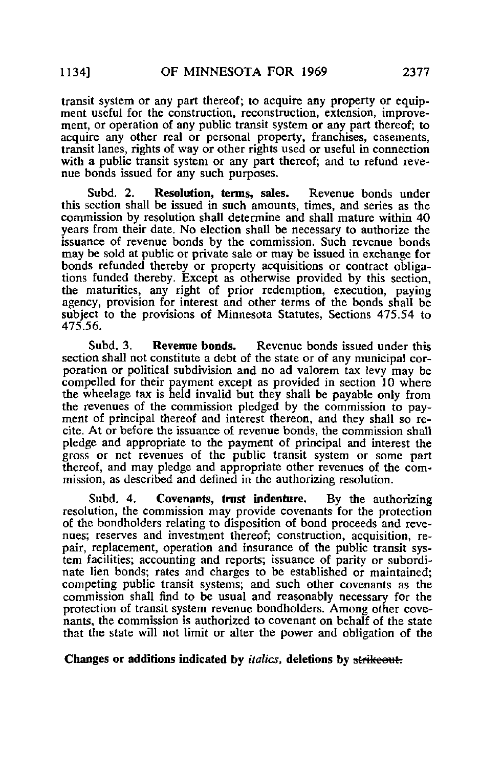transit system or any part thereof; to acquire any property or equipment useful for the construction, reconstruction, extension, improvement, or operation of any public transit system or any part thereof; to acquire any other real or personal property, franchises, easements, transit lanes, rights of way or other rights used or useful in connection with a public transit system or any part thereof; and to refund revenue bonds issued for any such purposes.

Subd. 2. **Resolution, terms, sales.** Revenue bonds under this section shall be issued in such amounts, times, and series as the commission by resolution shall determine and shall mature within 40 years from their date. No election shall be necessary to authorize the issuance of revenue bonds by the commission. Such revenue bonds may be sold at public or private sale or may be issued in exchange for bonds refunded thereby or property acquisitions or contract obligations funded thereby. Except as otherwise provided by this section, the maturities, any right of prior redemption, execution, paying agency, provision for interest and other terms of the bonds shall be subject to the provisions of Minnesota Statutes, Sections 475.54 to 475.56.

Subd. 3. **Revenue bonds.** Revenue bonds issued under this section shall not constitute a debt of the state or of any municipal corporation or political subdivision and no ad valorem tax levy may be compelled for their payment except as provided in section 10 where the wheelage tax is held invalid but they shall be payable only from the revenues of the commission pledged by the commission to payment of principal thereof and interest thereon, and they shall so recite. At or before the issuance of revenue bonds, the commission shall pledge and appropriate to the payment of principal and interest the gross or net revenues of the public transit system or some part thereof, and may pledge and appropriate other revenues of the commission, as described and defined in the authorizing resolution.

Subd. 4. **Covenants, trust indenture.** By the authorizing resolution, the commission may provide covenants for the protection of the bondholders relating to disposition of bond proceeds and revenues; reserves and investment thereof; construction, acquisition, repair, replacement, operation and insurance of the public transit system facilities; accounting and reports; issuance of parity or subordinate lien bonds; rates and charges to be established or maintained; competing public transit systems; and such other covenants as the commission shall find to be usual and reasonably necessary for the protection of transit system revenue bondholders. Among other covenants, the commission is authorized to covenant on behalf of the state that the state will not limit or alter the power and obligation of the

**Changes or additions indicated by *italics*, deletions by ~~strikeout.~~**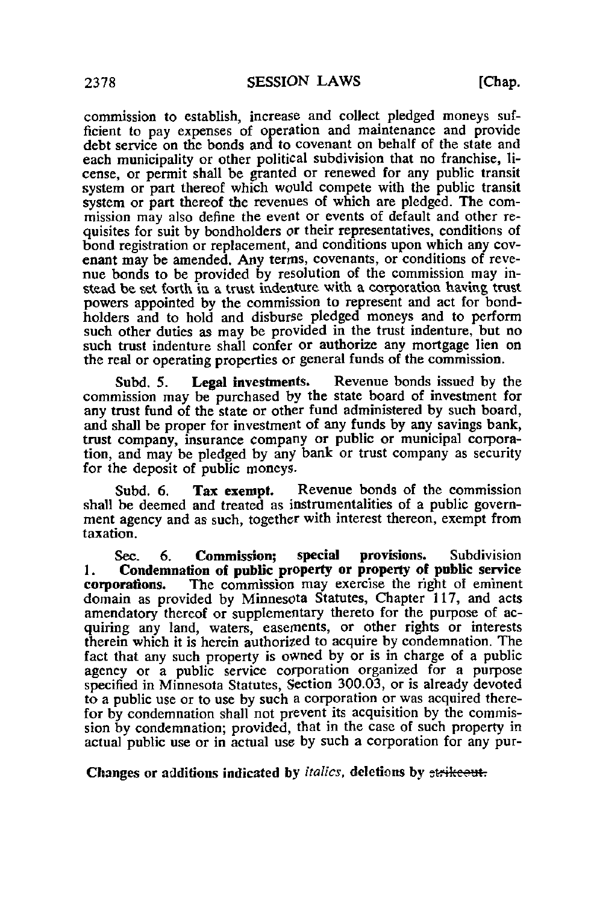commission to establish, increase and collect pledged moneys sufficient to pay expenses of operation and maintenance and provide debt service on the bonds and to covenant on behalf of the state and each municipality or other political subdivision that no franchise, license, or permit shall be granted or renewed for any public transit system or part thereof which would compete with the public transit system or part thereof the revenues of which are pledged. The commission may also define the event or events of default and other requisites for suit by bondholders or their representatives, conditions of bond registration or replacement, and conditions upon which any covenant may be amended. Any terms, covenants, or conditions of revenue bonds to be provided by resolution of the commission may instead be set forth in a trust indenture with a corporation having trust powers appointed by the commission to represent and act for bondholders and to hold and disburse pledged moneys and to perform such other duties as may be provided in the trust indenture, but no such trust indenture shall confer or authorize any mortgage lien on the real or operating properties or general funds of the commission.

Subd. 5. **Legal investments.** Revenue bonds issued by the commission may be purchased by the state board of investment for any trust fund of the state or other fund administered by such board, and shall be proper for investment of any funds by any savings bank, trust company, insurance company or public or municipal corporation, and may be pledged by any bank or trust company as security for the deposit of public moneys.

Subd. 6. **Tax exempt.** Revenue bonds of the commission shall be deemed and treated as instrumentalities of a public government agency and as such, together with interest thereon, exempt from taxation.

Sec. 6. **Commission; special provisions.** Subdivision 1. **Condemnation of public property or property of public service corporations.** The commission may exercise the right of eminent domain as provided by Minnesota Statutes, Chapter 117, and acts amendatory thereof or supplementary thereto for the purpose of acquiring any land, waters, easements, or other rights or interests therein which it is herein authorized to acquire by condemnation. The fact that any such property is owned by or is in charge of a public agency or a public service corporation organized for a purpose specified in Minnesota Statutes, Section 300.03, or is already devoted to a public use or to use by such a corporation or was acquired therefor by condemnation shall not prevent its acquisition by the commission by condemnation; provided, that in the case of such property in actual public use or in actual use by such a corporation for any pur-

Changes or additions indicated by *italics*, deletions by ~~strikeout.~~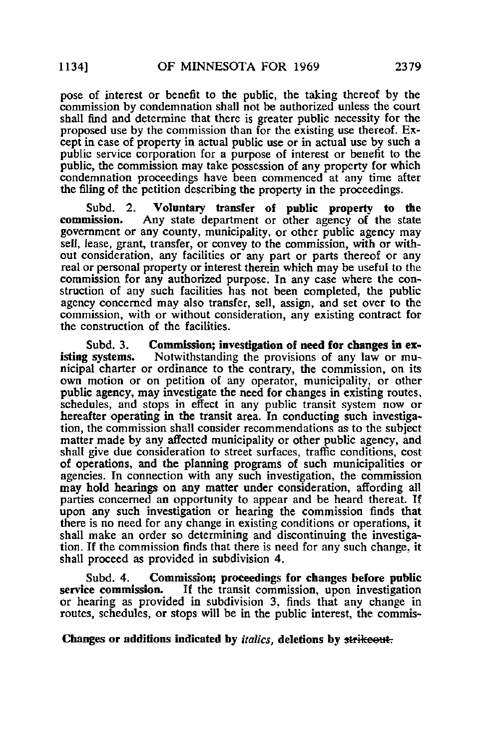pose of interest or benefit to the public, the taking thereof by the commission by condemnation shall not be authorized unless the court shall find and determine that there is greater public necessity for the proposed use by the commission than for the existing use thereof. Except in case of property in actual public use or in actual use by such a public service corporation for a purpose of interest or benefit to the public, the commission may take possession of any property for which condemnation proceedings have been commenced at any time after the filing of the petition describing the property in the proceedings.

Subd. 2. **Voluntary transfer of public property to the commission.** Any state department or other agency of the state government or any county, municipality, or other public agency may sell, lease, grant, transfer, or convey to the commission, with or without consideration, any facilities or any part or parts thereof or any real or personal property or interest therein which may be useful to the commission for any authorized purpose. In any case where the construction of any such facilities has not been completed, the public agency concerned may also transfer, sell, assign, and set over to the commission, with or without consideration, any existing contract for the construction of the facilities.

Subd. 3. **Commission; investigation of need for changes in existing systems.** Notwithstanding the provisions of any law or municipal charter or ordinance to the contrary, the commission, on its own motion or on petition of any operator, municipality, or other public agency, may investigate the need for changes in existing routes, schedules, and stops in effect in any public transit system now or hereafter operating in the transit area. In conducting such investigation, the commission shall consider recommendations as to the subject matter made by any affected municipality or other public agency, and shall give due consideration to street surfaces, traffic conditions, cost of operations, and the planning programs of such municipalities or agencies. In connection with any such investigation, the commission may hold hearings on any matter under consideration, affording all parties concerned an opportunity to appear and be heard thereat. If upon any such investigation or hearing the commission finds that there is no need for any change in existing conditions or operations, it shall make an order so determining and discontinuing the investigation. If the commission finds that there is need for any such change, it shall proceed as provided in subdivision 4.

Subd. 4. **Commission; proceedings for changes before public service commission.** If the transit commission, upon investigation or hearing as provided in subdivision 3, finds that any change in routes, schedules, or stops will be in the public interest, the commis-

**Changes or additions indicated by** *italics,* **deletions by** ~~strikeout.~~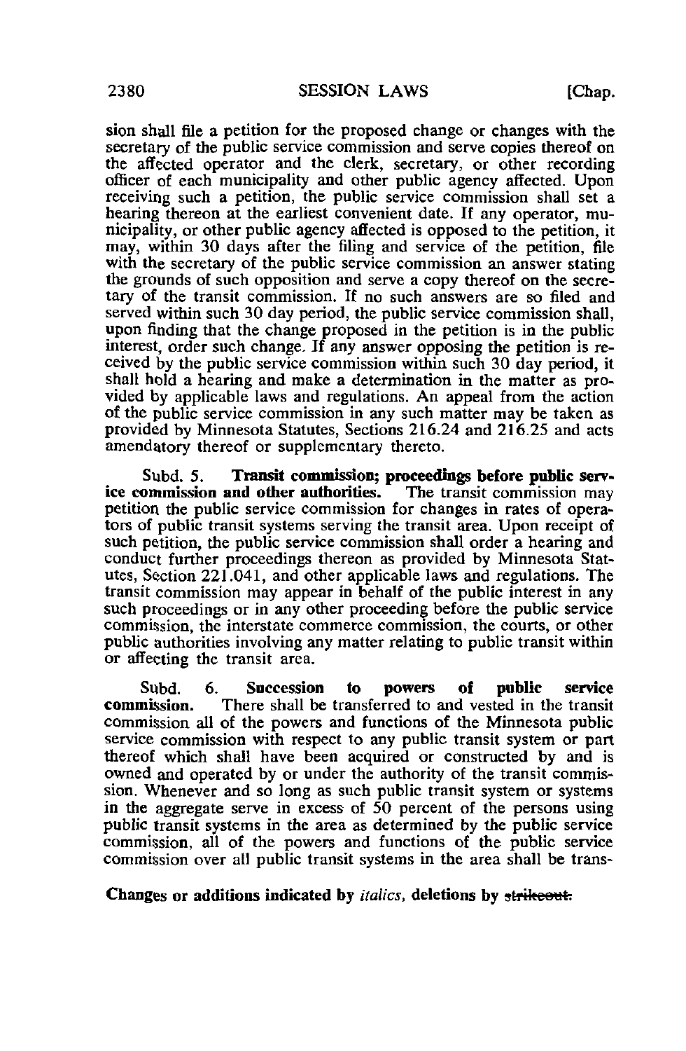sion shall file a petition for the proposed change or changes with the secretary of the public service commission and serve copies thereof on the affected operator and the clerk, secretary, or other recording officer of each municipality and other public agency affected. Upon receiving such a petition, the public service commission shall set a hearing thereon at the earliest convenient date. If any operator, municipality, or other public agency affected is opposed to the petition, it may, within 30 days after the filing and service of the petition, file with the secretary of the public service commission an answer stating the grounds of such opposition and serve a copy thereof on the secretary of the transit commission. If no such answers are so filed and served within such 30 day period, the public service commission shall, upon finding that the change proposed in the petition is in the public interest, order such change. If any answer opposing the petition is received by the public service commission within such 30 day period, it shall hold a hearing and make a determination in the matter as provided by applicable laws and regulations. An appeal from the action of the public service commission in any such matter may be taken as provided by Minnesota Statutes, Sections 216.24 and 216.25 and acts amendatory thereof or supplementary thereto.

Subd. 5. **Transit commission; proceedings before public service commission and other authorities.** The transit commission may petition the public service commission for changes in rates of operators of public transit systems serving the transit area. Upon receipt of such petition, the public service commission shall order a hearing and conduct further proceedings thereon as provided by Minnesota Statutes, Section 221.041, and other applicable laws and regulations. The transit commission may appear in behalf of the public interest in any such proceedings or in any other proceeding before the public service commission, the interstate commerce commission, the courts, or other public authorities involving any matter relating to public transit within or affecting the transit area.

Subd. 6. **Succession to powers of public service commission.** There shall be transferred to and vested in the transit commission all of the powers and functions of the Minnesota public service commission with respect to any public transit system or part thereof which shall have been acquired or constructed by and is owned and operated by or under the authority of the transit commission. Whenever and so long as such public transit system or systems in the aggregate serve in excess of 50 percent of the persons using public transit systems in the area as determined by the public service commission, all of the powers and functions of the public service commission over all public transit systems in the area shall be trans-

**Changes or additions indicated by** *italics*, **deletions by** ~~strikeout.~~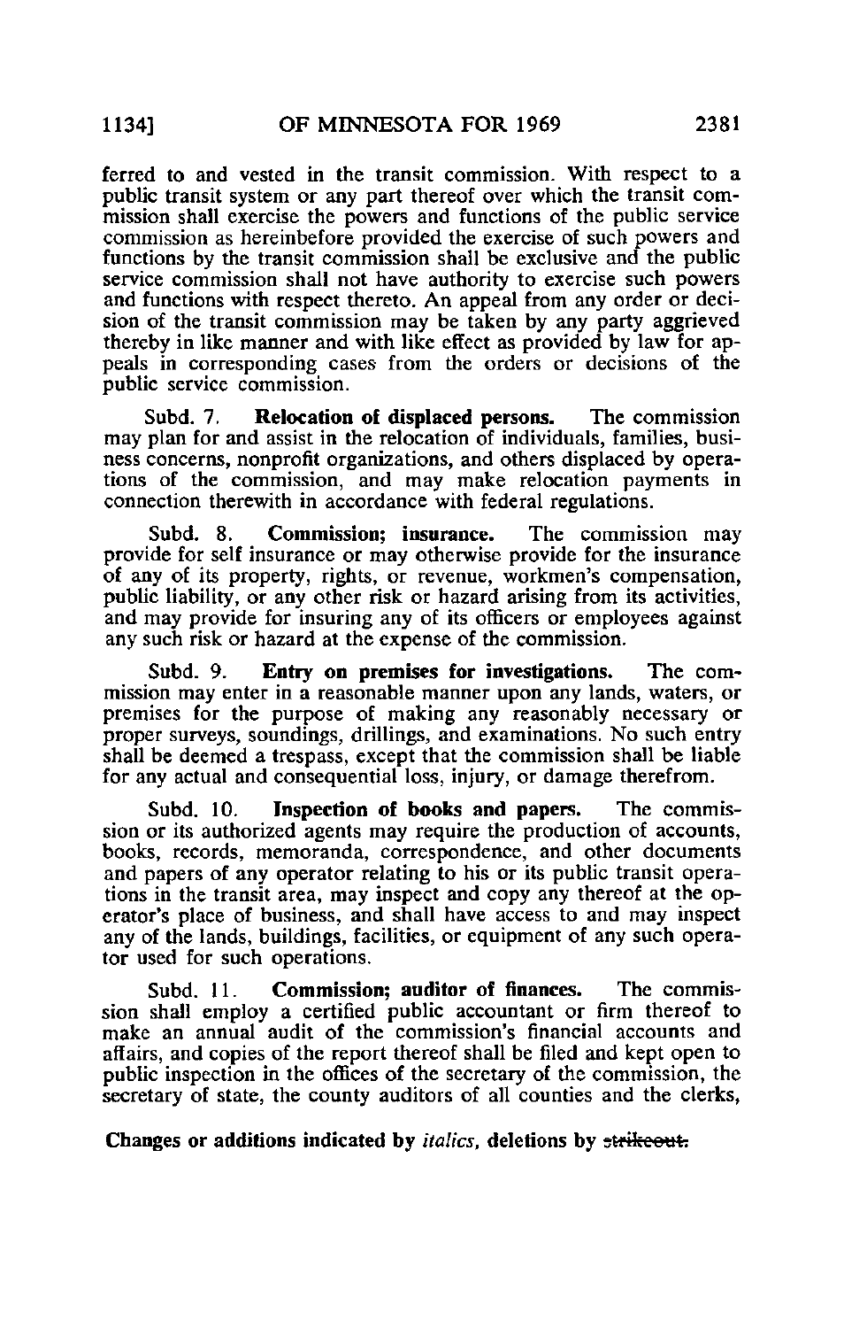ferred to and vested in the transit commission. With respect to a public transit system or any part thereof over which the transit commission shall exercise the powers and functions of the public service commission as hereinbefore provided the exercise of such powers and functions by the transit commission shall be exclusive and the public service commission shall not have authority to exercise such powers and functions with respect thereto. An appeal from any order or decision of the transit commission may be taken by any party aggrieved thereby in like manner and with like effect as provided by law for appeals in corresponding cases from the orders or decisions of the public service commission.

Subd. 7. **Relocation of displaced persons.** The commission may plan for and assist in the relocation of individuals, families, business concerns, nonprofit organizations, and others displaced by operations of the commission, and may make relocation payments in connection therewith in accordance with federal regulations.

Subd. 8. **Commission; insurance.** The commission may provide for self insurance or may otherwise provide for the insurance of any of its property, rights, or revenue, workmen's compensation, public liability, or any other risk or hazard arising from its activities, and may provide for insuring any of its officers or employees against any such risk or hazard at the expense of the commission.

Subd. 9. **Entry on premises for investigations.** The commission may enter in a reasonable manner upon any lands, waters, or premises for the purpose of making any reasonably necessary or proper surveys, soundings, drillings, and examinations. No such entry shall be deemed a trespass, except that the commission shall be liable for any actual and consequential loss, injury, or damage therefrom.

Subd. 10. **Inspection of books and papers.** The commission or its authorized agents may require the production of accounts, books, records, memoranda, correspondence, and other documents and papers of any operator relating to his or its public transit operations in the transit area, may inspect and copy any thereof at the operator's place of business, and shall have access to and may inspect any of the lands, buildings, facilities, or equipment of any such operator used for such operations.

Subd. 11. **Commission; auditor of finances.** The commission shall employ a certified public accountant or firm thereof to make an annual audit of the commission's financial accounts and affairs, and copies of the report thereof shall be filed and kept open to public inspection in the offices of the secretary of the commission, the secretary of state, the county auditors of all counties and the clerks,

**Changes or additions indicated by *italics*, deletions by ~~strikeout.~~**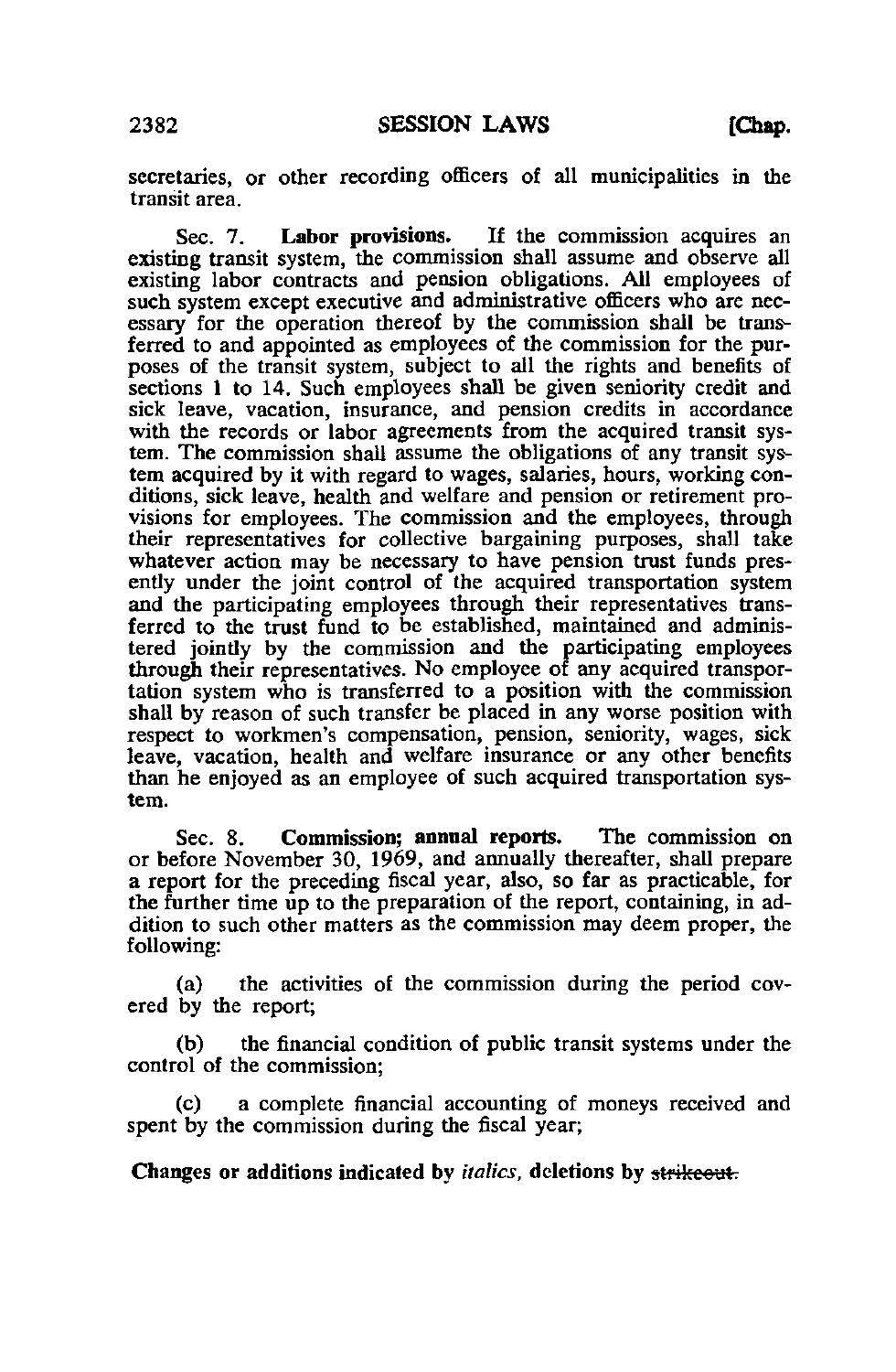secretaries, or other recording officers of all municipalities in the transit area.

Sec. 7. **Labor provisions.** If the commission acquires an existing transit system, the commission shall assume and observe all existing labor contracts and pension obligations. All employees of such system except executive and administrative officers who are necessary for the operation thereof by the commission shall be transferred to and appointed as employees of the commission for the purposes of the transit system, subject to all the rights and benefits of sections 1 to 14. Such employees shall be given seniority credit and sick leave, vacation, insurance, and pension credits in accordance with the records or labor agreements from the acquired transit system. The commission shall assume the obligations of any transit system acquired by it with regard to wages, salaries, hours, working conditions, sick leave, health and welfare and pension or retirement provisions for employees. The commission and the employees, through their representatives for collective bargaining purposes, shall take whatever action may be necessary to have pension trust funds presently under the joint control of the acquired transportation system and the participating employees through their representatives transferred to the trust fund to be established, maintained and administered jointly by the commission and the participating employees through their representatives. No employee of any acquired transportation system who is transferred to a position with the commission shall by reason of such transfer be placed in any worse position with respect to workmen's compensation, pension, seniority, wages, sick leave, vacation, health and welfare insurance or any other benefits than he enjoyed as an employee of such acquired transportation system.

Sec. 8. **Commission; annual reports.** The commission on or before November 30, 1969, and annually thereafter, shall prepare a report for the preceding fiscal year, also, so far as practicable, for the further time up to the preparation of the report, containing, in addition to such other matters as the commission may deem proper, the following:

(a) the activities of the commission during the period covered by the report;

(b) the financial condition of public transit systems under the control of the commission;

(c) a complete financial accounting of moneys received and spent by the commission during the fiscal year;

**Changes or additions indicated by** *italics*, **deletions by** ~~strikeout.~~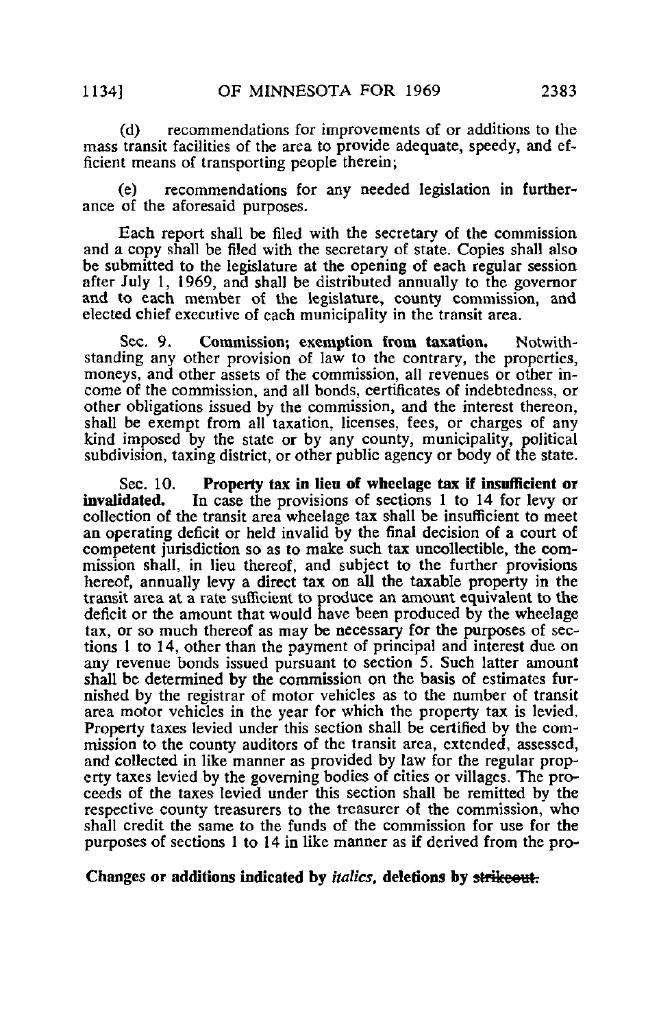(d) recommendations for improvements of or additions to the mass transit facilities of the area to provide adequate, speedy, and efficient means of transporting people therein;

(e) recommendations for any needed legislation in furtherance of the aforesaid purposes.

Each report shall be filed with the secretary of the commission and a copy shall be filed with the secretary of state. Copies shall also be submitted to the legislature at the opening of each regular session after July 1, 1969, and shall be distributed annually to the governor and to each member of the legislature, county commission, and elected chief executive of each municipality in the transit area.

Sec. 9. **Commission; exemption from taxation.** Notwithstanding any other provision of law to the contrary, the properties, moneys, and other assets of the commission, all revenues or other income of the commission, and all bonds, certificates of indebtedness, or other obligations issued by the commission, and the interest thereon, shall be exempt from all taxation, licenses, fees, or charges of any kind imposed by the state or by any county, municipality, political subdivision, taxing district, or other public agency or body of the state.

Sec. 10. **Property tax in lieu of wheelage tax if insufficient or invalidated.** In case the provisions of sections 1 to 14 for levy or collection of the transit area wheelage tax shall be insufficient to meet an operating deficit or held invalid by the final decision of a court of competent jurisdiction so as to make such tax uncollectible, the commission shall, in lieu thereof, and subject to the further provisions hereof, annually levy a direct tax on all the taxable property in the transit area at a rate sufficient to produce an amount equivalent to the deficit or the amount that would have been produced by the wheelage tax, or so much thereof as may be necessary for the purposes of sections 1 to 14, other than the payment of principal and interest due on any revenue bonds issued pursuant to section 5. Such latter amount shall be determined by the commission on the basis of estimates furnished by the registrar of motor vehicles as to the number of transit area motor vehicles in the year for which the property tax is levied. Property taxes levied under this section shall be certified by the commission to the county auditors of the transit area, extended, assessed, and collected in like manner as provided by law for the regular property taxes levied by the governing bodies of cities or villages. The proceeds of the taxes levied under this section shall be remitted by the respective county treasurers to the treasurer of the commission, who shall credit the same to the funds of the commission for use for the purposes of sections 1 to 14 in like manner as if derived from the pro-

**Changes or additions indicated by *italics*, deletions by ~~strikeout~~.**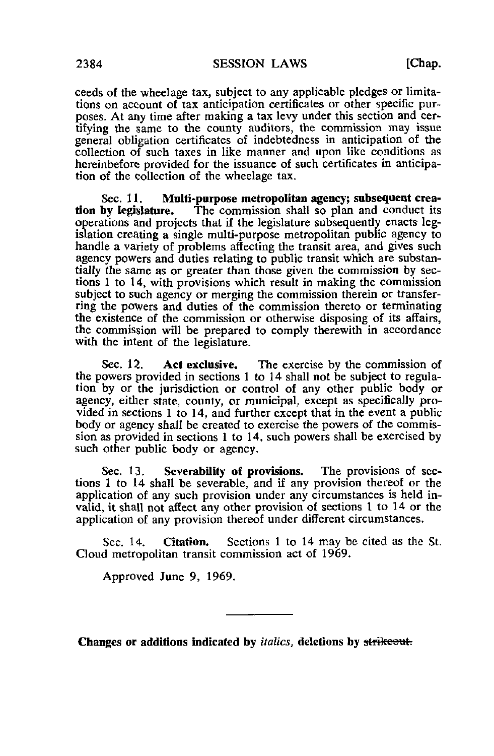ceeds of the wheelage tax, subject to any applicable pledges or limitations on account of tax anticipation certificates or other specific purposes. At any time after making a tax levy under this section and certifying the same to the county auditors, the commission may issue general obligation certificates of indebtedness in anticipation of the collection of such taxes in like manner and upon like conditions as hereinbefore provided for the issuance of such certificates in anticipation of the collection of the wheelage tax.

Sec. 11. **Multi-purpose metropolitan agency; subsequent creation by legislature.** The commission shall so plan and conduct its operations and projects that if the legislature subsequently enacts legislation creating a single multi-purpose metropolitan public agency to handle a variety of problems affecting the transit area, and gives such agency powers and duties relating to public transit which are substantially the same as or greater than those given the commission by sections 1 to 14, with provisions which result in making the commission subject to such agency or merging the commission therein or transferring the powers and duties of the commission thereto or terminating the existence of the commission or otherwise disposing of its affairs, the commission will be prepared to comply therewith in accordance with the intent of the legislature.

Sec. 12. **Act exclusive.** The exercise by the commission of the powers provided in sections 1 to 14 shall not be subject to regulation by or the jurisdiction or control of any other public body or agency, either state, county, or municipal, except as specifically provided in sections 1 to 14, and further except that in the event a public body or agency shall be created to exercise the powers of the commission as provided in sections 1 to 14, such powers shall be exercised by such other public body or agency.

Sec. 13. **Severability of provisions.** The provisions of sections 1 to 14 shall be severable, and if any provision thereof or the application of any such provision under any circumstances is held invalid, it shall not affect any other provision of sections 1 to 14 or the application of any provision thereof under different circumstances.

Sec. 14. **Citation.** Sections 1 to 14 may be cited as the St. Cloud metropolitan transit commission act of 1969.

Approved June 9, 1969.

---

**Changes or additions indicated by *italics*, deletions by ~~strikeout~~.**